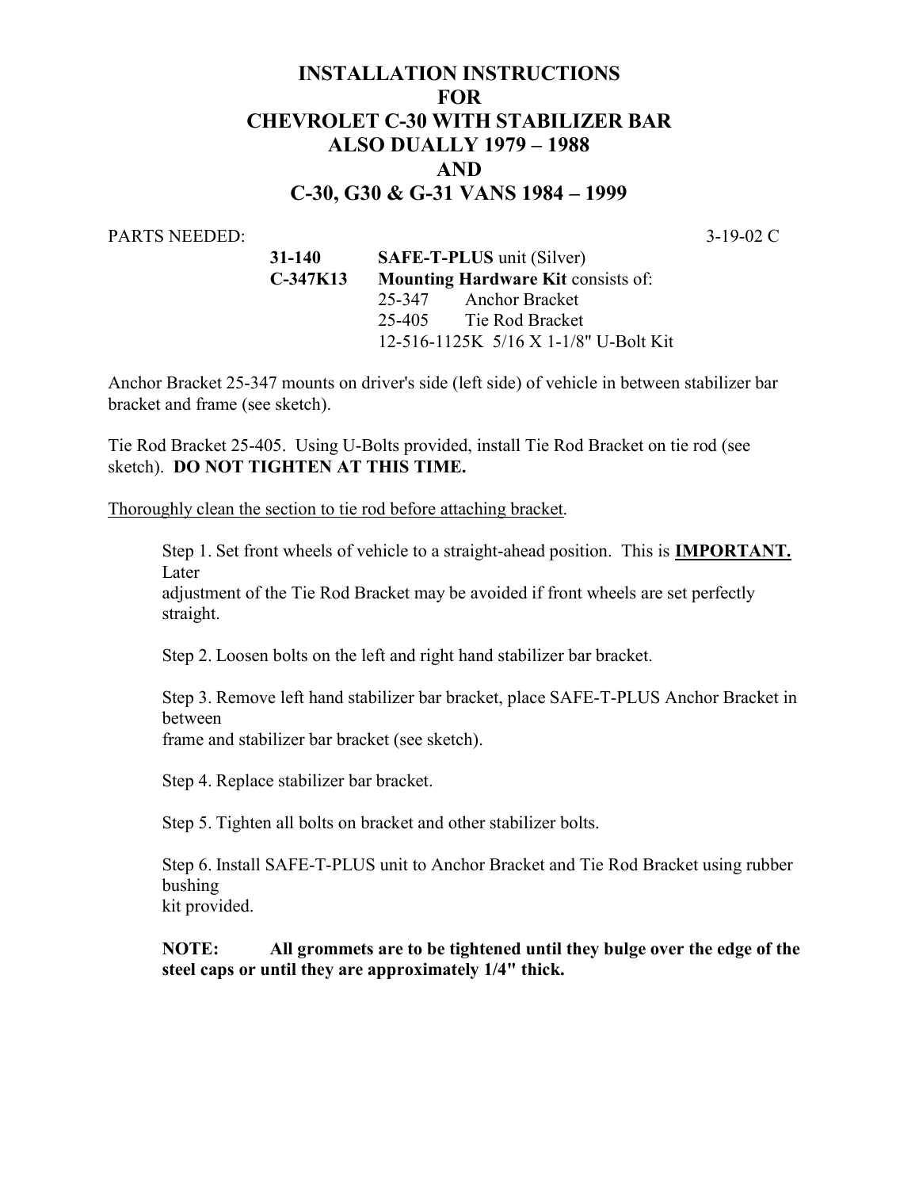# INSTALLATION INSTRUCTIONS
# FOR
# CHEVROLET C-30 WITH STABILIZER BAR
# ALSO DUALLY 1979 – 1988
# AND
# C-30, G30 & G-31 VANS 1984 – 1999

PARTS NEEDED: 3-19-02 C

**31-140** **SAFE-T-PLUS** unit (Silver)
**C-347K13** **Mounting Hardware Kit** consists of:
- 25-347 Anchor Bracket
- 25-405 Tie Rod Bracket
- 12-516-1125K 5/16 X 1-1/8" U-Bolt Kit

Anchor Bracket 25-347 mounts on driver's side (left side) of vehicle in between stabilizer bar bracket and frame (see sketch).

Tie Rod Bracket 25-405. Using U-Bolts provided, install Tie Rod Bracket on tie rod (see sketch). **DO NOT TIGHTEN AT THIS TIME.**

<u>Thoroughly clean the section to tie rod before attaching bracket</u>.

Step 1. Set front wheels of vehicle to a straight-ahead position. This is **<u>IMPORTANT.</u>** Later adjustment of the Tie Rod Bracket may be avoided if front wheels are set perfectly straight.

Step 2. Loosen bolts on the left and right hand stabilizer bar bracket.

Step 3. Remove left hand stabilizer bar bracket, place SAFE-T-PLUS Anchor Bracket in between frame and stabilizer bar bracket (see sketch).

Step 4. Replace stabilizer bar bracket.

Step 5. Tighten all bolts on bracket and other stabilizer bolts.

Step 6. Install SAFE-T-PLUS unit to Anchor Bracket and Tie Rod Bracket using rubber bushing kit provided.

**NOTE: All grommets are to be tightened until they bulge over the edge of the steel caps or until they are approximately 1/4" thick.**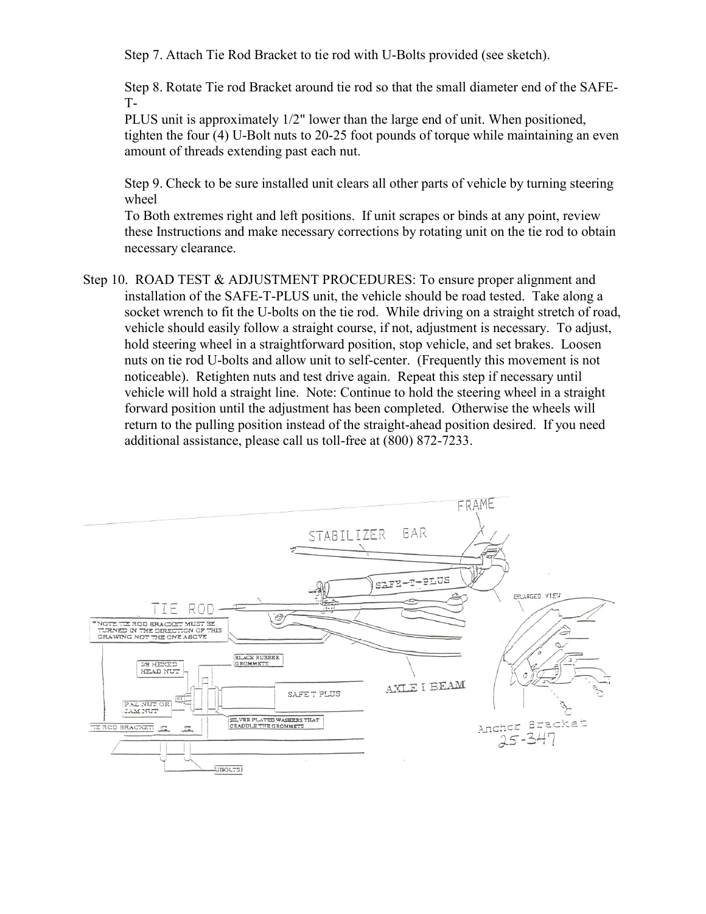Step 7. Attach Tie Rod Bracket to tie rod with U-Bolts provided (see sketch).

Step 8. Rotate Tie rod Bracket around tie rod so that the small diameter end of the SAFE-T-PLUS unit is approximately 1/2" lower than the large end of unit. When positioned, tighten the four (4) U-Bolt nuts to 20-25 foot pounds of torque while maintaining an even amount of threads extending past each nut.

Step 9. Check to be sure installed unit clears all other parts of vehicle by turning steering wheel To Both extremes right and left positions. If unit scrapes or binds at any point, review these Instructions and make necessary corrections by rotating unit on the tie rod to obtain necessary clearance.

Step 10. ROAD TEST & ADJUSTMENT PROCEDURES: To ensure proper alignment and installation of the SAFE-T-PLUS unit, the vehicle should be road tested. Take along a socket wrench to fit the U-bolts on the tie rod. While driving on a straight stretch of road, vehicle should easily follow a straight course, if not, adjustment is necessary. To adjust, hold steering wheel in a straightforward position, stop vehicle, and set brakes. Loosen nuts on tie rod U-bolts and allow unit to self-center. (Frequently this movement is not noticeable). Retighten nuts and test drive again. Repeat this step if necessary until vehicle will hold a straight line. Note: Continue to hold the steering wheel in a straight forward position until the adjustment has been completed. Otherwise the wheels will return to the pulling position instead of the straight-ahead position desired. If you need additional assistance, please call us toll-free at (800) 872-7233.

FRAME

STABILIZER BAR

SAFE-T-PLUS

TIE ROD

ENLARGED VIEW

*NOTE TIE ROD BRACKET MUST BE TURNED IN THE DIRECTION OF THIS DRAWING NOT THE ONE ABOVE

3/8 HEXED HEAD NUT

BLACK RUBBER GROMMETS

SAFE T PLUS

AXLE I BEAM

PAL NUT OR JAM NUT

TIE ROD BRACKET

SILVER PLATED WASHERS THAT CRADDLE THE GROMMETS

Anchor Bracket 25-347

UBOLTS